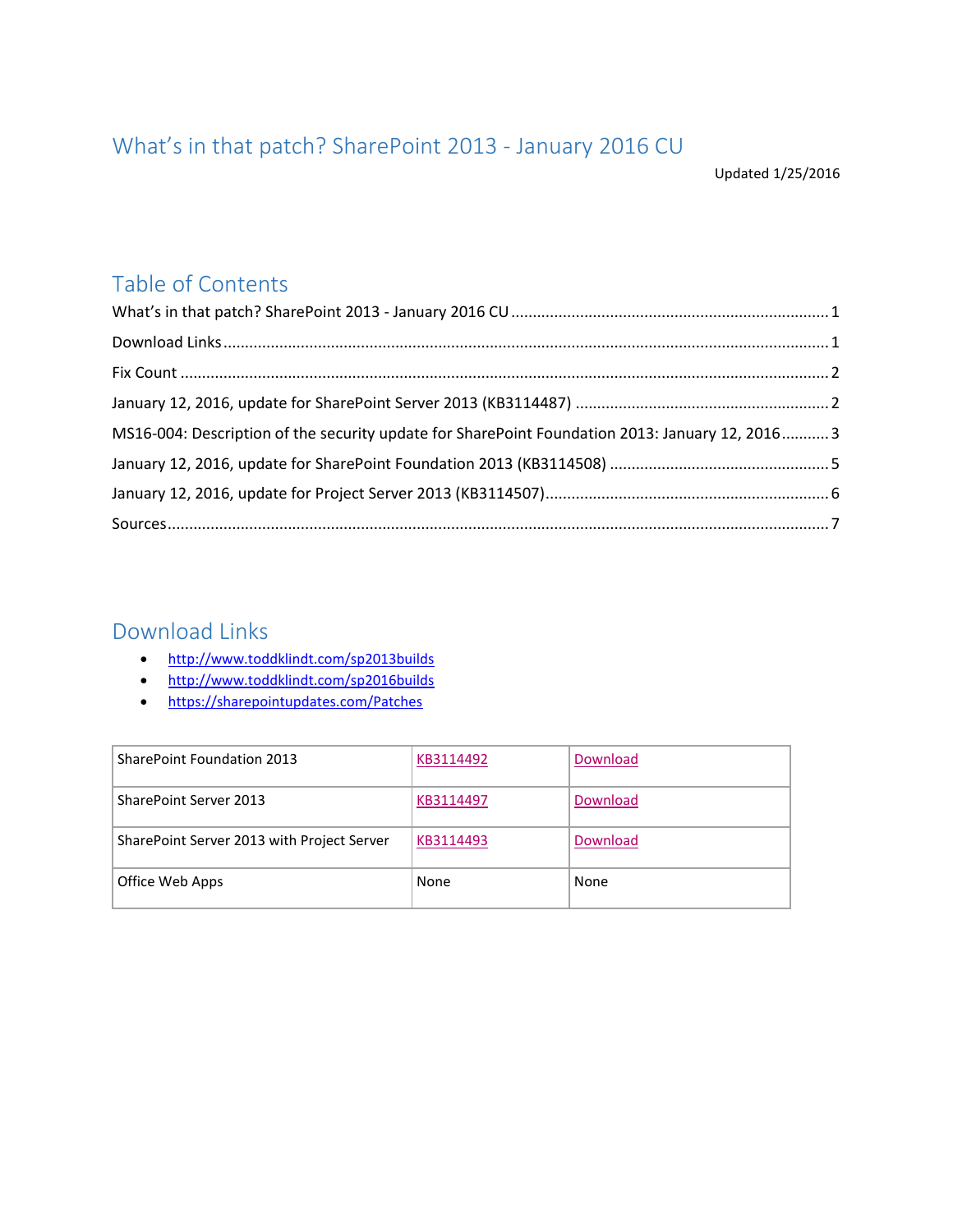# What's in that patch? SharePoint 2013 - January 2016 CU

Updated 1/25/2016

## Table of Contents

What's in that patch? SharePoint 2013 - January 2016 CU ........ 1

Download Links ........ 1

Fix Count ........ 2

January 12, 2016, update for SharePoint Server 2013 (KB3114487) ........ 2

MS16-004: Description of the security update for SharePoint Foundation 2013: January 12, 2016 ........ 3

January 12, 2016, update for SharePoint Foundation 2013 (KB3114508) ........ 5

January 12, 2016, update for Project Server 2013 (KB3114507) ........ 6

Sources ........ 7

## Download Links

- http://www.toddklindt.com/sp2013builds
- http://www.toddklindt.com/sp2016builds
- https://sharepointupdates.com/Patches

| | | |
|---|---|---|
| SharePoint Foundation 2013 | KB3114492 | Download |
| SharePoint Server 2013 | KB3114497 | Download |
| SharePoint Server 2013 with Project Server | KB3114493 | Download |
| Office Web Apps | None | None |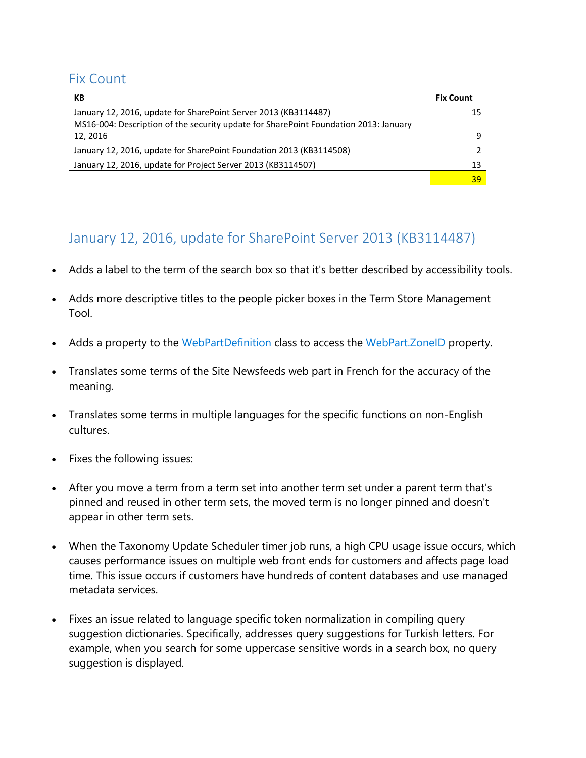## Fix Count

| KB | Fix Count |
| --- | --- |
| January 12, 2016, update for SharePoint Server 2013 (KB3114487) | 15 |
| MS16-004: Description of the security update for SharePoint Foundation 2013: January 12, 2016 | 9 |
| January 12, 2016, update for SharePoint Foundation 2013 (KB3114508) | 2 |
| January 12, 2016, update for Project Server 2013 (KB3114507) | 13 |
| | 39 |

## January 12, 2016, update for SharePoint Server 2013 (KB3114487)

- Adds a label to the term of the search box so that it's better described by accessibility tools.
- Adds more descriptive titles to the people picker boxes in the Term Store Management Tool.
- Adds a property to the WebPartDefinition class to access the WebPart.ZoneID property.
- Translates some terms of the Site Newsfeeds web part in French for the accuracy of the meaning.
- Translates some terms in multiple languages for the specific functions on non-English cultures.
- Fixes the following issues:
- After you move a term from a term set into another term set under a parent term that's pinned and reused in other term sets, the moved term is no longer pinned and doesn't appear in other term sets.
- When the Taxonomy Update Scheduler timer job runs, a high CPU usage issue occurs, which causes performance issues on multiple web front ends for customers and affects page load time. This issue occurs if customers have hundreds of content databases and use managed metadata services.
- Fixes an issue related to language specific token normalization in compiling query suggestion dictionaries. Specifically, addresses query suggestions for Turkish letters. For example, when you search for some uppercase sensitive words in a search box, no query suggestion is displayed.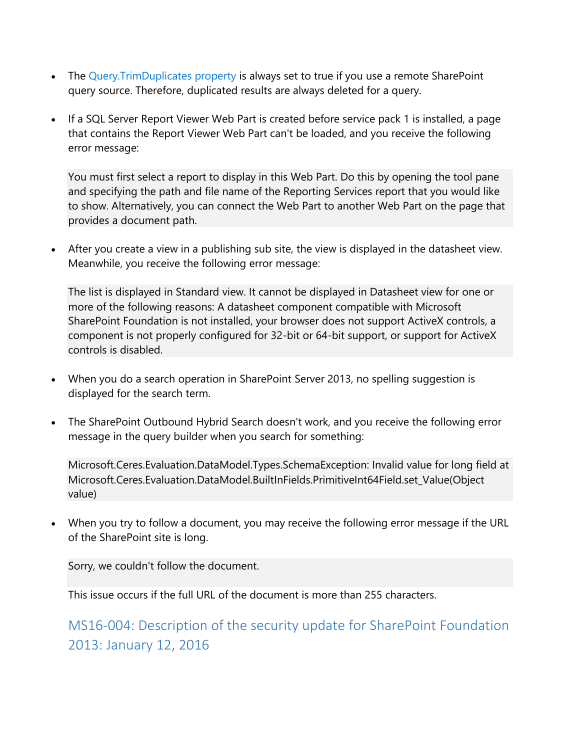- The Query.TrimDuplicates property is always set to true if you use a remote SharePoint query source. Therefore, duplicated results are always deleted for a query.

- If a SQL Server Report Viewer Web Part is created before service pack 1 is installed, a page that contains the Report Viewer Web Part can't be loaded, and you receive the following error message:

  ```
  You must first select a report to display in this Web Part. Do this by opening the tool pane and specifying the path and file name of the Reporting Services report that you would like to show. Alternatively, you can connect the Web Part to another Web Part on the page that provides a document path.
  ```

- After you create a view in a publishing sub site, the view is displayed in the datasheet view. Meanwhile, you receive the following error message:

  ```
  The list is displayed in Standard view. It cannot be displayed in Datasheet view for one or more of the following reasons: A datasheet component compatible with Microsoft SharePoint Foundation is not installed, your browser does not support ActiveX controls, a component is not properly configured for 32-bit or 64-bit support, or support for ActiveX controls is disabled.
  ```

- When you do a search operation in SharePoint Server 2013, no spelling suggestion is displayed for the search term.

- The SharePoint Outbound Hybrid Search doesn't work, and you receive the following error message in the query builder when you search for something:

  ```
  Microsoft.Ceres.Evaluation.DataModel.Types.SchemaException: Invalid value for long field at Microsoft.Ceres.Evaluation.DataModel.BuiltInFields.PrimitiveInt64Field.set_Value(Object value)
  ```

- When you try to follow a document, you may receive the following error message if the URL of the SharePoint site is long.

  ```
  Sorry, we couldn't follow the document.
  ```

  This issue occurs if the full URL of the document is more than 255 characters.

## MS16-004: Description of the security update for SharePoint Foundation 2013: January 12, 2016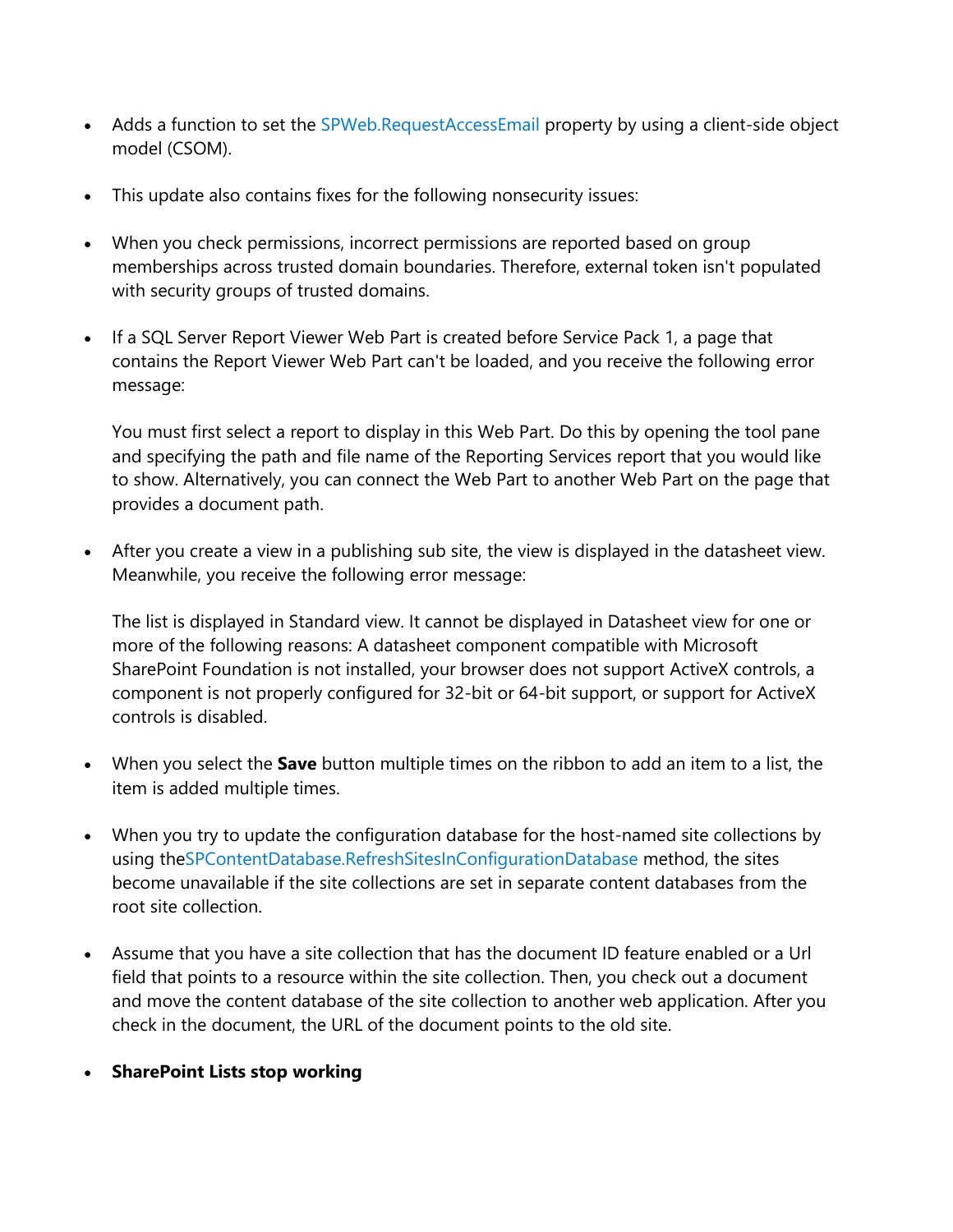- Adds a function to set the SPWeb.RequestAccessEmail property by using a client-side object model (CSOM).
- This update also contains fixes for the following nonsecurity issues:
- When you check permissions, incorrect permissions are reported based on group memberships across trusted domain boundaries. Therefore, external token isn't populated with security groups of trusted domains.
- If a SQL Server Report Viewer Web Part is created before Service Pack 1, a page that contains the Report Viewer Web Part can't be loaded, and you receive the following error message:

  You must first select a report to display in this Web Part. Do this by opening the tool pane and specifying the path and file name of the Reporting Services report that you would like to show. Alternatively, you can connect the Web Part to another Web Part on the page that provides a document path.

- After you create a view in a publishing sub site, the view is displayed in the datasheet view. Meanwhile, you receive the following error message:

  The list is displayed in Standard view. It cannot be displayed in Datasheet view for one or more of the following reasons: A datasheet component compatible with Microsoft SharePoint Foundation is not installed, your browser does not support ActiveX controls, a component is not properly configured for 32-bit or 64-bit support, or support for ActiveX controls is disabled.

- When you select the **Save** button multiple times on the ribbon to add an item to a list, the item is added multiple times.
- When you try to update the configuration database for the host-named site collections by using theSPContentDatabase.RefreshSitesInConfigurationDatabase method, the sites become unavailable if the site collections are set in separate content databases from the root site collection.
- Assume that you have a site collection that has the document ID feature enabled or a Url field that points to a resource within the site collection. Then, you check out a document and move the content database of the site collection to another web application. After you check in the document, the URL of the document points to the old site.
- **SharePoint Lists stop working**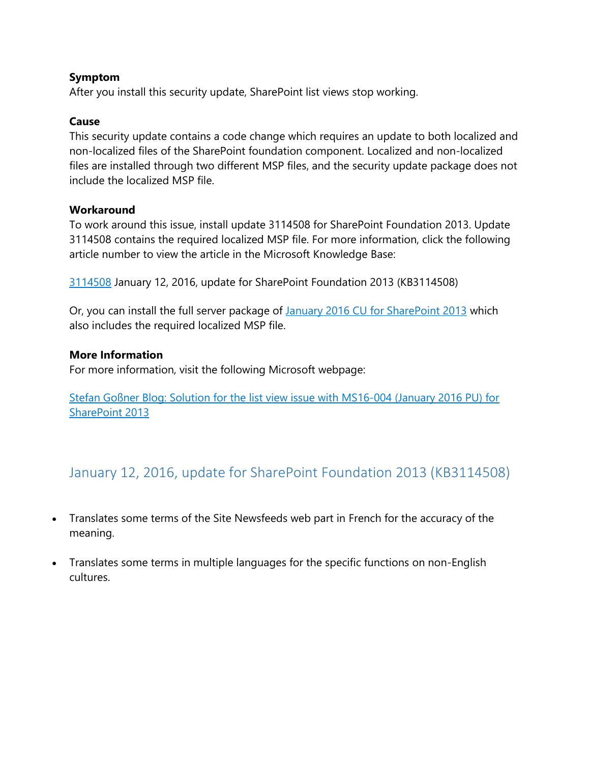**Symptom**
After you install this security update, SharePoint list views stop working.

**Cause**
This security update contains a code change which requires an update to both localized and non-localized files of the SharePoint foundation component. Localized and non-localized files are installed through two different MSP files, and the security update package does not include the localized MSP file.

**Workaround**
To work around this issue, install update 3114508 for SharePoint Foundation 2013. Update 3114508 contains the required localized MSP file. For more information, click the following article number to view the article in the Microsoft Knowledge Base:

3114508 January 12, 2016, update for SharePoint Foundation 2013 (KB3114508)

Or, you can install the full server package of January 2016 CU for SharePoint 2013 which also includes the required localized MSP file.

**More Information**
For more information, visit the following Microsoft webpage:

Stefan Goßner Blog: Solution for the list view issue with MS16-004 (January 2016 PU) for SharePoint 2013

## January 12, 2016, update for SharePoint Foundation 2013 (KB3114508)

- Translates some terms of the Site Newsfeeds web part in French for the accuracy of the meaning.
- Translates some terms in multiple languages for the specific functions on non-English cultures.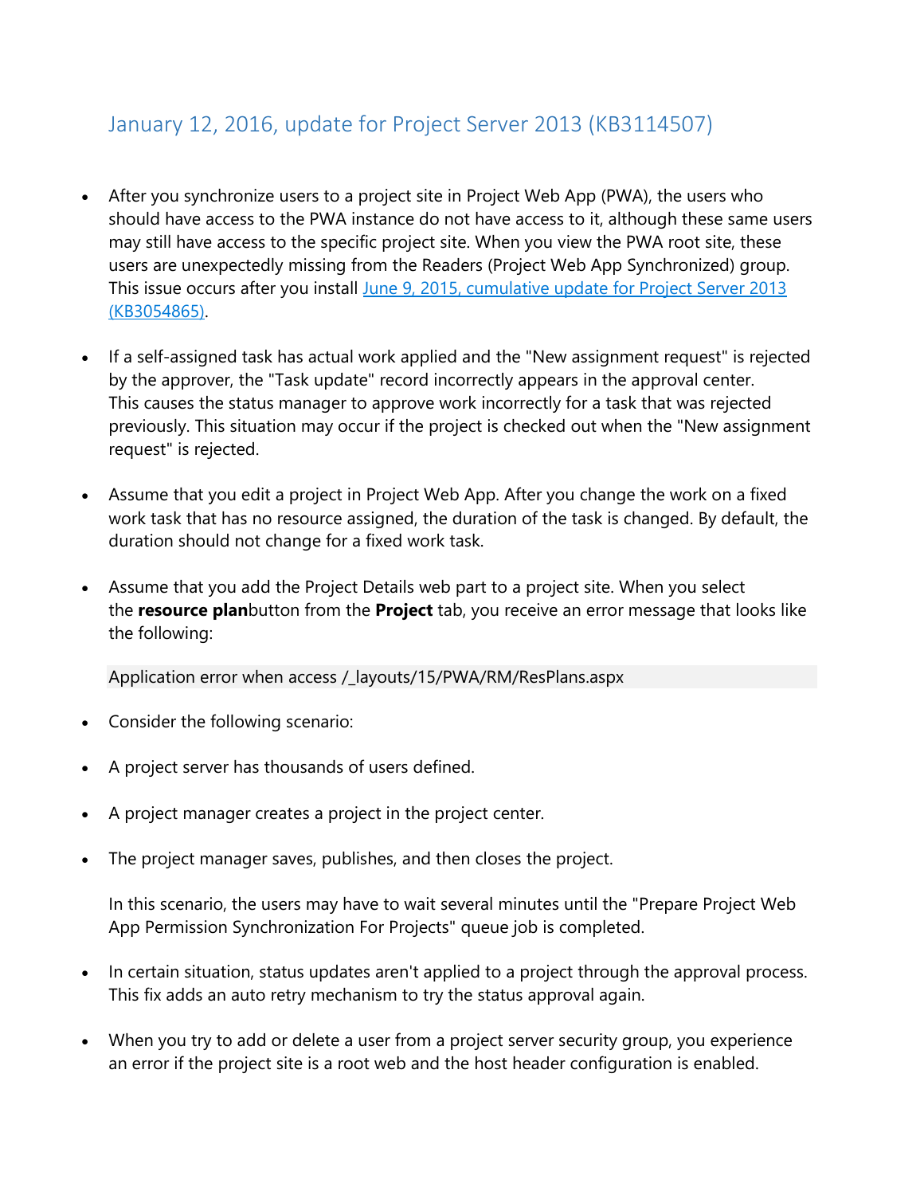## January 12, 2016, update for Project Server 2013 (KB3114507)

- After you synchronize users to a project site in Project Web App (PWA), the users who should have access to the PWA instance do not have access to it, although these same users may still have access to the specific project site. When you view the PWA root site, these users are unexpectedly missing from the Readers (Project Web App Synchronized) group. This issue occurs after you install [June 9, 2015, cumulative update for Project Server 2013 (KB3054865)](#).

- If a self-assigned task has actual work applied and the "New assignment request" is rejected by the approver, the "Task update" record incorrectly appears in the approval center. This causes the status manager to approve work incorrectly for a task that was rejected previously. This situation may occur if the project is checked out when the "New assignment request" is rejected.

- Assume that you edit a project in Project Web App. After you change the work on a fixed work task that has no resource assigned, the duration of the task is changed. By default, the duration should not change for a fixed work task.

- Assume that you add the Project Details web part to a project site. When you select the **resource plan**button from the **Project** tab, you receive an error message that looks like the following:

  ```
  Application error when access /_layouts/15/PWA/RM/ResPlans.aspx
  ```

- Consider the following scenario:

- A project server has thousands of users defined.

- A project manager creates a project in the project center.

- The project manager saves, publishes, and then closes the project.

  In this scenario, the users may have to wait several minutes until the "Prepare Project Web App Permission Synchronization For Projects" queue job is completed.

- In certain situation, status updates aren't applied to a project through the approval process. This fix adds an auto retry mechanism to try the status approval again.

- When you try to add or delete a user from a project server security group, you experience an error if the project site is a root web and the host header configuration is enabled.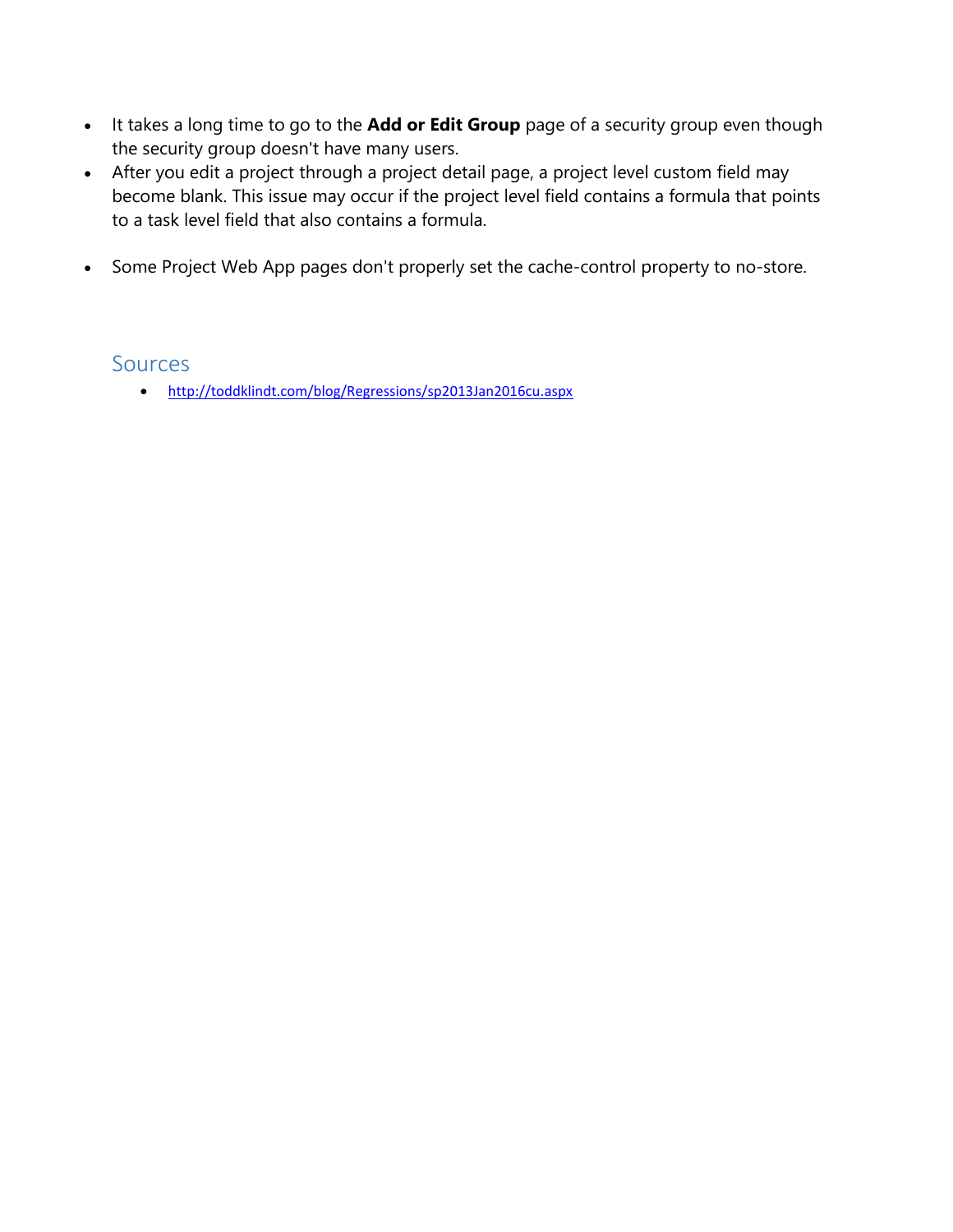- It takes a long time to go to the **Add or Edit Group** page of a security group even though the security group doesn't have many users.
- After you edit a project through a project detail page, a project level custom field may become blank. This issue may occur if the project level field contains a formula that points to a task level field that also contains a formula.
- Some Project Web App pages don't properly set the cache-control property to no-store.

## Sources

- http://toddklindt.com/blog/Regressions/sp2013Jan2016cu.aspx